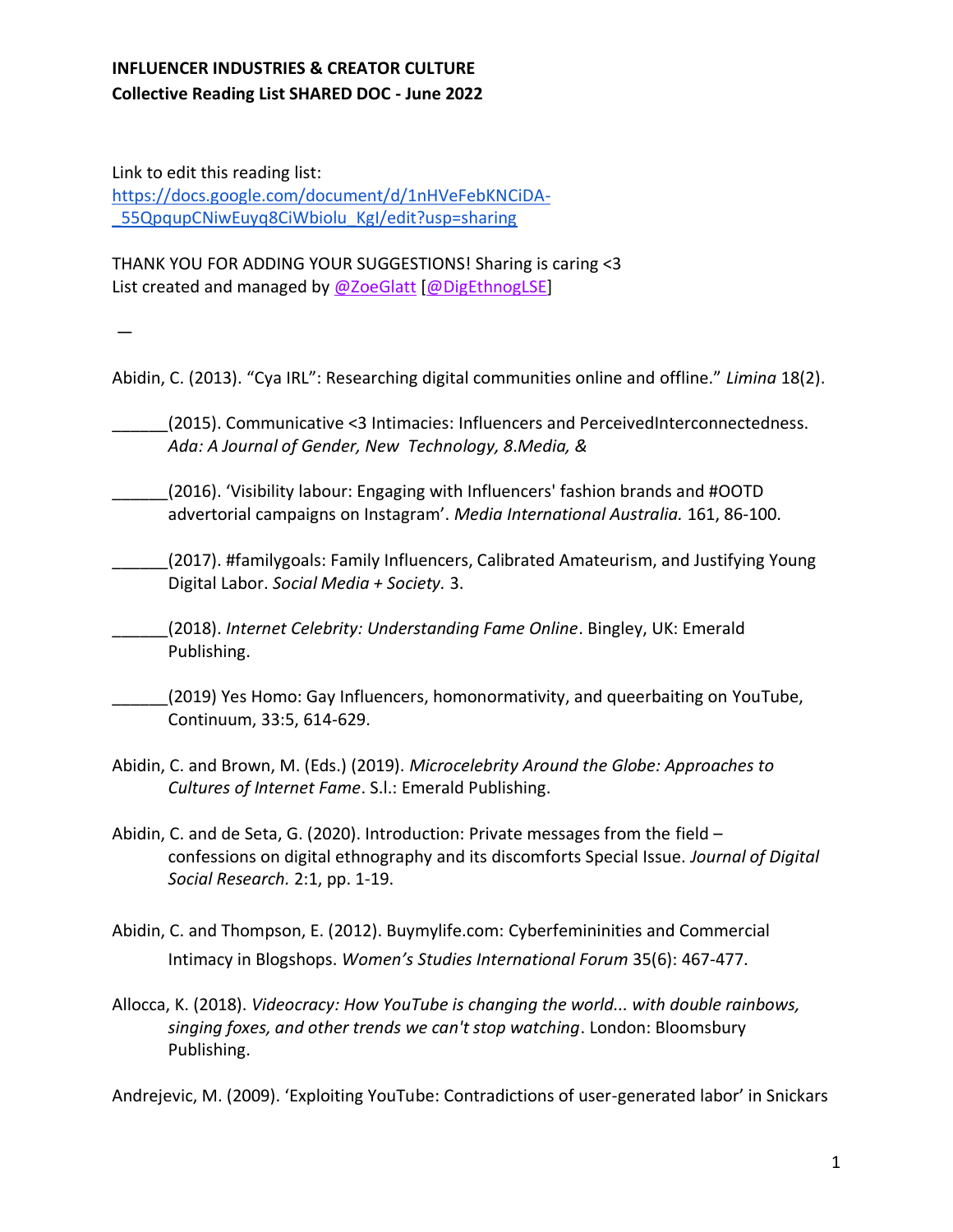**INFLUENCER INDUSTRIES & CREATOR CULTURE**
**Collective Reading List SHARED DOC - June 2022**

Link to edit this reading list:
[https://docs.google.com/document/d/1nHVeFebKNCiDA-_55QpqupCNiwEuyq8CiWbiolu_KgI/edit?usp=sharing](https://docs.google.com/document/d/1nHVeFebKNCiDA-_55QpqupCNiwEuyq8CiWbiolu_KgI/edit?usp=sharing)

THANK YOU FOR ADDING YOUR SUGGESTIONS! Sharing is caring <3
List created and managed by @ZoeGlatt [@DigEthnogLSE]

—

Abidin, C. (2013). "Cya IRL": Researching digital communities online and offline." *Limina* 18(2).

______(2015). Communicative <3 Intimacies: Influencers and PerceivedInterconnectedness. *Ada: A Journal of Gender, New Technology, 8.Media, &*

______(2016). 'Visibility labour: Engaging with Influencers' fashion brands and #OOTD advertorial campaigns on Instagram'. *Media International Australia.* 161, 86-100.

______(2017). #familygoals: Family Influencers, Calibrated Amateurism, and Justifying Young Digital Labor. *Social Media + Society.* 3.

______(2018). *Internet Celebrity: Understanding Fame Online*. Bingley, UK: Emerald Publishing.

______(2019) Yes Homo: Gay Influencers, homonormativity, and queerbaiting on YouTube, Continuum, 33:5, 614-629.

Abidin, C. and Brown, M. (Eds.) (2019). *Microcelebrity Around the Globe: Approaches to Cultures of Internet Fame*. S.l.: Emerald Publishing.

Abidin, C. and de Seta, G. (2020). Introduction: Private messages from the field – confessions on digital ethnography and its discomforts Special Issue. *Journal of Digital Social Research.* 2:1, pp. 1-19.

Abidin, C. and Thompson, E. (2012). Buymylife.com: Cyberfemininities and Commercial Intimacy in Blogshops. *Women's Studies International Forum* 35(6): 467-477.

Allocca, K. (2018). *Videocracy: How YouTube is changing the world... with double rainbows, singing foxes, and other trends we can't stop watching*. London: Bloomsbury Publishing.

Andrejevic, M. (2009). 'Exploiting YouTube: Contradictions of user-generated labor' in Snickars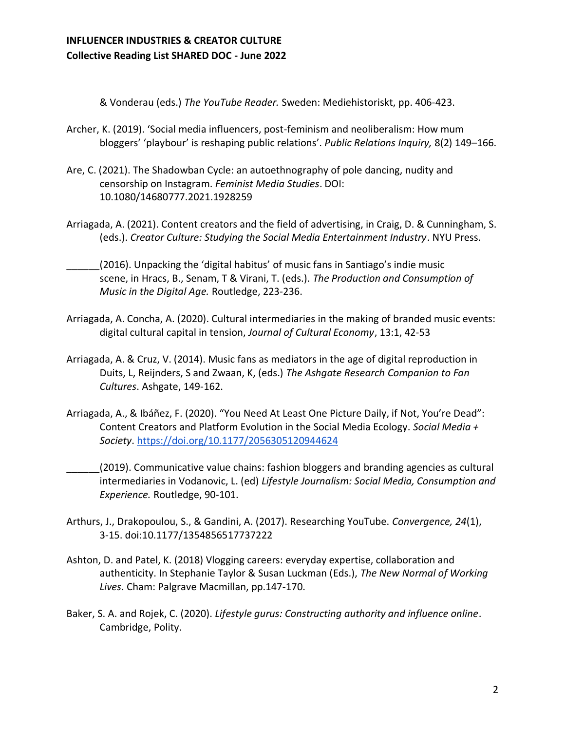& Vonderau (eds.) *The YouTube Reader.* Sweden: Mediehistoriskt, pp. 406-423.

Archer, K. (2019). 'Social media influencers, post-feminism and neoliberalism: How mum bloggers' 'playbour' is reshaping public relations'. *Public Relations Inquiry,* 8(2) 149–166.

Are, C. (2021). The Shadowban Cycle: an autoethnography of pole dancing, nudity and censorship on Instagram. *Feminist Media Studies*. DOI: 10.1080/14680777.2021.1928259

Arriagada, A. (2021). Content creators and the field of advertising, in Craig, D. & Cunningham, S. (eds.). *Creator Culture: Studying the Social Media Entertainment Industry*. NYU Press.

______(2016). Unpacking the 'digital habitus' of music fans in Santiago's indie music scene, in Hracs, B., Senam, T & Virani, T. (eds.). *The Production and Consumption of Music in the Digital Age.* Routledge, 223-236.

Arriagada, A. Concha, A. (2020). Cultural intermediaries in the making of branded music events: digital cultural capital in tension, *Journal of Cultural Economy*, 13:1, 42-53

Arriagada, A. & Cruz, V. (2014). Music fans as mediators in the age of digital reproduction in Duits, L, Reijnders, S and Zwaan, K, (eds.) *The Ashgate Research Companion to Fan Cultures*. Ashgate, 149-162.

Arriagada, A., & Ibáñez, F. (2020). "You Need At Least One Picture Daily, if Not, You're Dead": Content Creators and Platform Evolution in the Social Media Ecology. *Social Media + Society*. https://doi.org/10.1177/2056305120944624

______(2019). Communicative value chains: fashion bloggers and branding agencies as cultural intermediaries in Vodanovic, L. (ed) *Lifestyle Journalism: Social Media, Consumption and Experience.* Routledge, 90-101.

Arthurs, J., Drakopoulou, S., & Gandini, A. (2017). Researching YouTube. *Convergence, 24*(1), 3-15. doi:10.1177/1354856517737222

Ashton, D. and Patel, K. (2018) Vlogging careers: everyday expertise, collaboration and authenticity. In Stephanie Taylor & Susan Luckman (Eds.), *The New Normal of Working Lives*. Cham: Palgrave Macmillan, pp.147-170.

Baker, S. A. and Rojek, C. (2020). *Lifestyle gurus: Constructing authority and influence online*. Cambridge, Polity.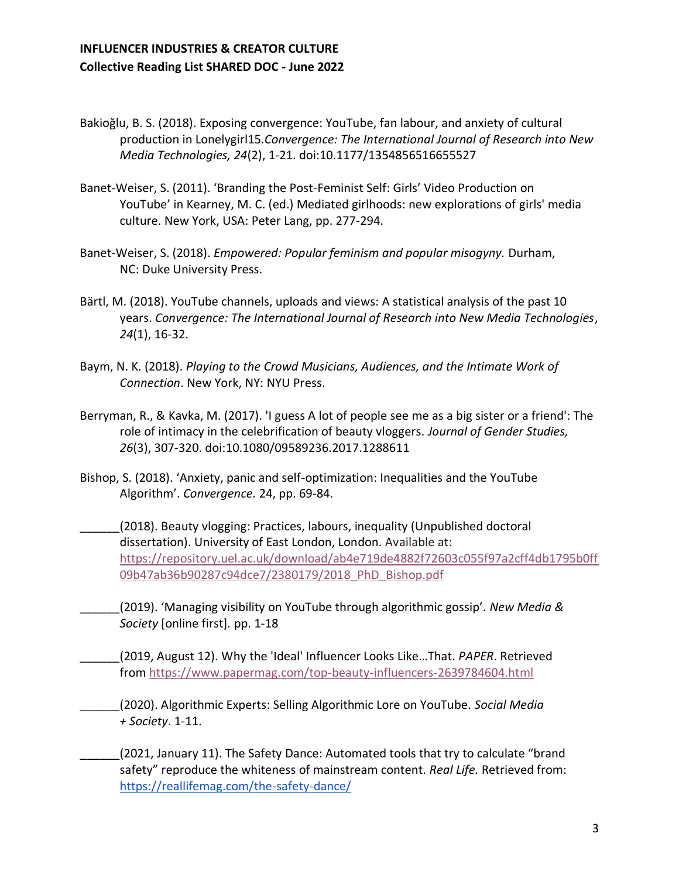Bakioğlu, B. S. (2018). Exposing convergence: YouTube, fan labour, and anxiety of cultural production in Lonelygirl15.*Convergence: The International Journal of Research into New Media Technologies, 24*(2), 1-21. doi:10.1177/1354856516655527

Banet-Weiser, S. (2011). 'Branding the Post-Feminist Self: Girls' Video Production on YouTube' in Kearney, M. C. (ed.) Mediated girlhoods: new explorations of girls' media culture. New York, USA: Peter Lang, pp. 277-294.

Banet-Weiser, S. (2018). *Empowered: Popular feminism and popular misogyny.* Durham, NC: Duke University Press.

Bärtl, M. (2018). YouTube channels, uploads and views: A statistical analysis of the past 10 years. *Convergence: The International Journal of Research into New Media Technologies*, *24*(1), 16-32.

Baym, N. K. (2018). *Playing to the Crowd Musicians, Audiences, and the Intimate Work of Connection*. New York, NY: NYU Press.

Berryman, R., & Kavka, M. (2017). 'I guess A lot of people see me as a big sister or a friend': The role of intimacy in the celebrification of beauty vloggers. *Journal of Gender Studies, 26*(3), 307-320. doi:10.1080/09589236.2017.1288611

Bishop, S. (2018). 'Anxiety, panic and self-optimization: Inequalities and the YouTube Algorithm'. *Convergence.* 24, pp. 69-84.

______(2018). Beauty vlogging: Practices, labours, inequality (Unpublished doctoral dissertation). University of East London, London. Available at: https://repository.uel.ac.uk/download/ab4e719de4882f72603c055f97a2cff4db1795b0ff09b47ab36b90287c94dce7/2380179/2018_PhD_Bishop.pdf

______(2019). 'Managing visibility on YouTube through algorithmic gossip'. *New Media & Society* [online first]. pp. 1-18

______(2019, August 12). Why the 'Ideal' Influencer Looks Like…That. *PAPER*. Retrieved from https://www.papermag.com/top-beauty-influencers-2639784604.html

______(2020). Algorithmic Experts: Selling Algorithmic Lore on YouTube. *Social Media + Society*. 1-11.

______(2021, January 11). The Safety Dance: Automated tools that try to calculate "brand safety" reproduce the whiteness of mainstream content. *Real Life.* Retrieved from: https://reallifemag.com/the-safety-dance/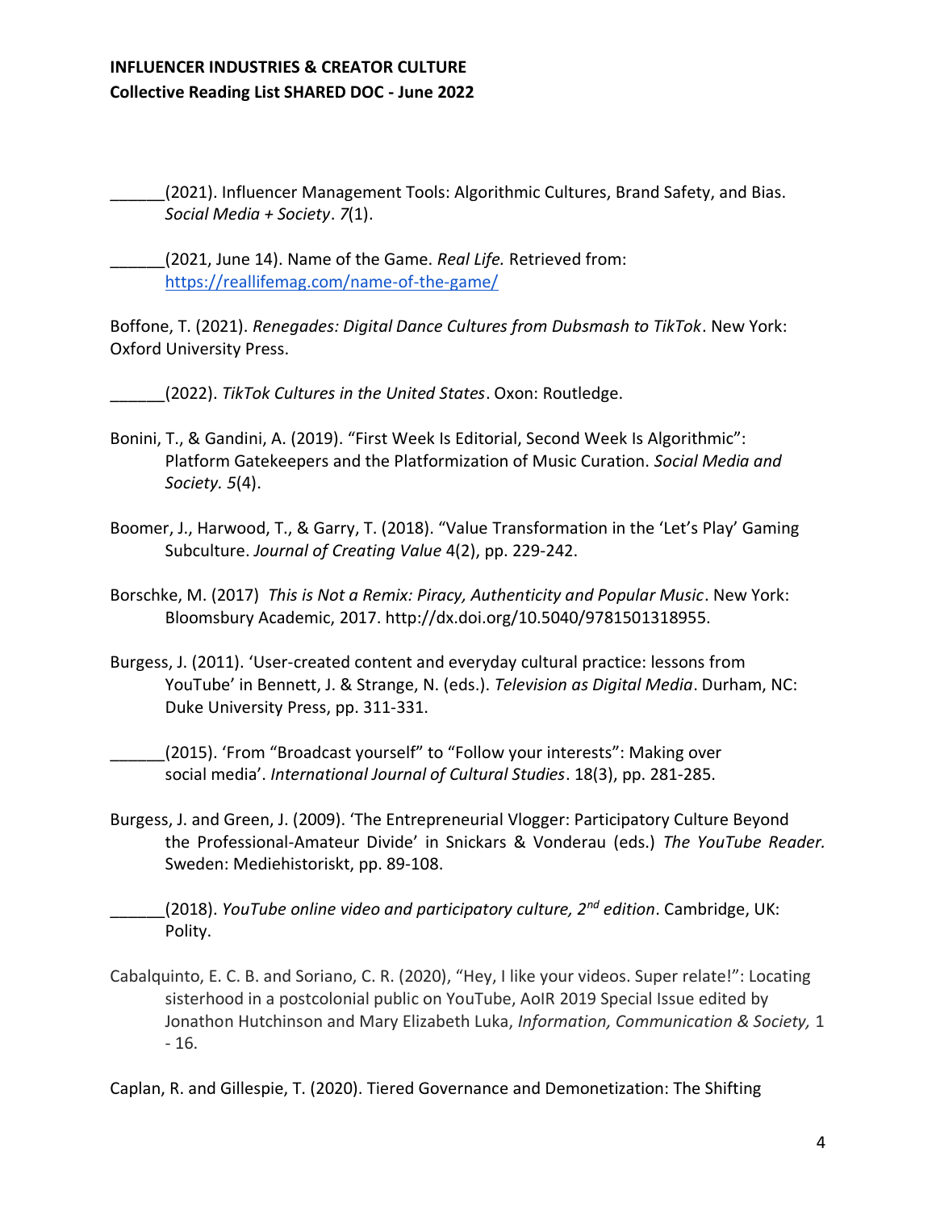______(2021). Influencer Management Tools: Algorithmic Cultures, Brand Safety, and Bias. *Social Media + Society*. *7*(1).

______(2021, June 14). Name of the Game. *Real Life.* Retrieved from: [https://reallifemag.com/name-of-the-game/](https://reallifemag.com/name-of-the-game/)

Boffone, T. (2021). *Renegades: Digital Dance Cultures from Dubsmash to TikTok*. New York: Oxford University Press.

______(2022). *TikTok Cultures in the United States*. Oxon: Routledge.

Bonini, T., & Gandini, A. (2019). "First Week Is Editorial, Second Week Is Algorithmic": Platform Gatekeepers and the Platformization of Music Curation. *Social Media and Society. 5*(4).

Boomer, J., Harwood, T., & Garry, T. (2018). "Value Transformation in the 'Let's Play' Gaming Subculture. *Journal of Creating Value* 4(2), pp. 229-242.

Borschke, M. (2017) *This is Not a Remix: Piracy, Authenticity and Popular Music*. New York: Bloomsbury Academic, 2017. http://dx.doi.org/10.5040/9781501318955.

Burgess, J. (2011). 'User-created content and everyday cultural practice: lessons from YouTube' in Bennett, J. & Strange, N. (eds.). *Television as Digital Media*. Durham, NC: Duke University Press, pp. 311-331.

______(2015). 'From "Broadcast yourself" to "Follow your interests": Making over social media'. *International Journal of Cultural Studies*. 18(3), pp. 281-285.

Burgess, J. and Green, J. (2009). 'The Entrepreneurial Vlogger: Participatory Culture Beyond the Professional-Amateur Divide' in Snickars & Vonderau (eds.) *The YouTube Reader.* Sweden: Mediehistoriskt, pp. 89-108.

______(2018). *YouTube online video and participatory culture, 2nd edition*. Cambridge, UK: Polity.

Cabalquinto, E. C. B. and Soriano, C. R. (2020), "Hey, I like your videos. Super relate!": Locating sisterhood in a postcolonial public on YouTube, AoIR 2019 Special Issue edited by Jonathon Hutchinson and Mary Elizabeth Luka, *Information, Communication & Society,* 1 - 16.

Caplan, R. and Gillespie, T. (2020). Tiered Governance and Demonetization: The Shifting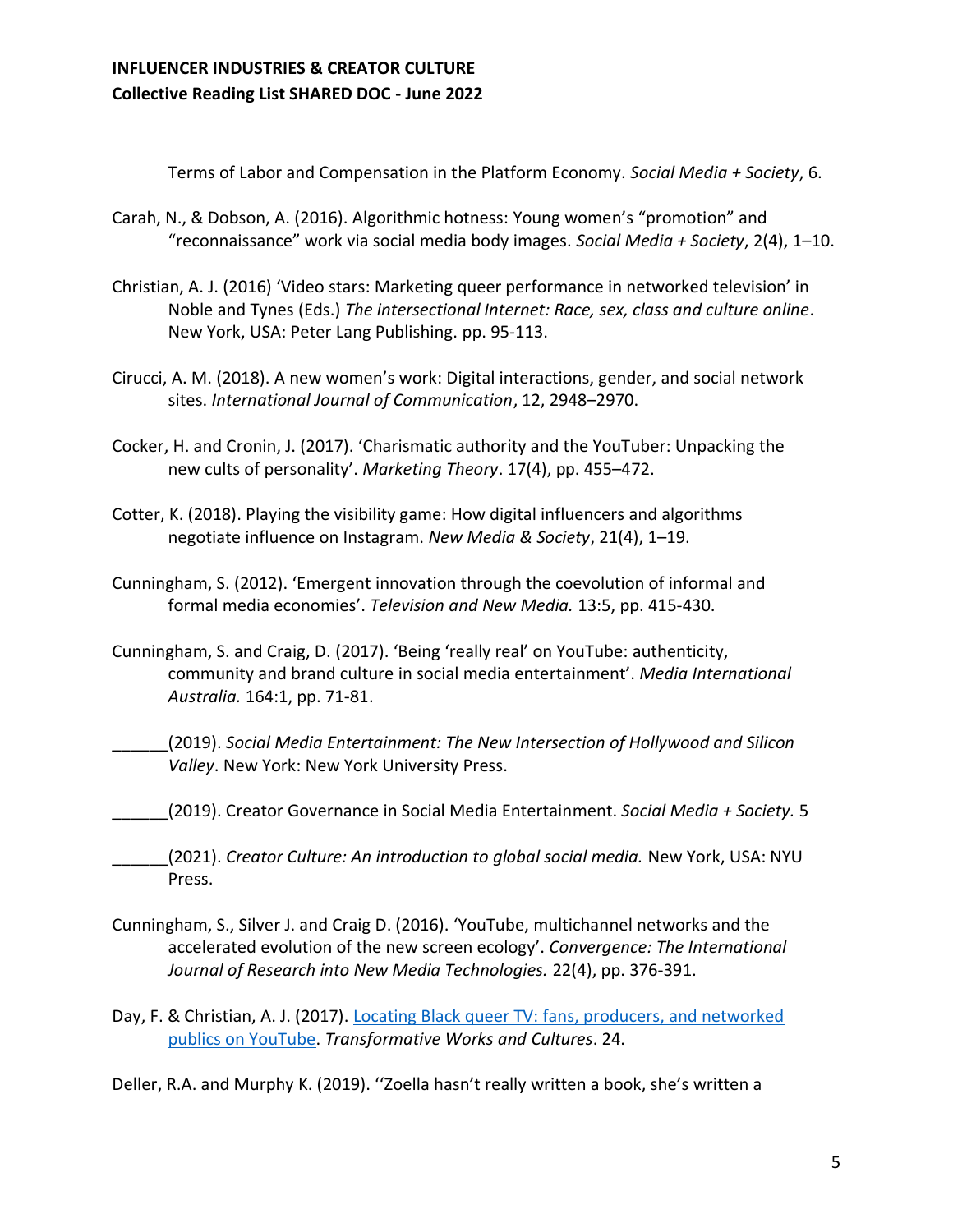Terms of Labor and Compensation in the Platform Economy. *Social Media + Society*, 6.

Carah, N., & Dobson, A. (2016). Algorithmic hotness: Young women's "promotion" and "reconnaissance" work via social media body images. *Social Media + Society*, 2(4), 1–10.

Christian, A. J. (2016) 'Video stars: Marketing queer performance in networked television' in Noble and Tynes (Eds.) *The intersectional Internet: Race, sex, class and culture online*. New York, USA: Peter Lang Publishing. pp. 95-113.

Cirucci, A. M. (2018). A new women's work: Digital interactions, gender, and social network sites. *International Journal of Communication*, 12, 2948–2970.

Cocker, H. and Cronin, J. (2017). 'Charismatic authority and the YouTuber: Unpacking the new cults of personality'. *Marketing Theory*. 17(4), pp. 455–472.

Cotter, K. (2018). Playing the visibility game: How digital influencers and algorithms negotiate influence on Instagram. *New Media & Society*, 21(4), 1–19.

Cunningham, S. (2012). 'Emergent innovation through the coevolution of informal and formal media economies'. *Television and New Media.* 13:5, pp. 415-430.

Cunningham, S. and Craig, D. (2017). 'Being 'really real' on YouTube: authenticity, community and brand culture in social media entertainment'. *Media International Australia.* 164:1, pp. 71-81.

______(2019). *Social Media Entertainment: The New Intersection of Hollywood and Silicon Valley*. New York: New York University Press.

______(2019). Creator Governance in Social Media Entertainment. *Social Media + Society.* 5

______(2021). *Creator Culture: An introduction to global social media.* New York, USA: NYU Press.

Cunningham, S., Silver J. and Craig D. (2016). 'YouTube, multichannel networks and the accelerated evolution of the new screen ecology'. *Convergence: The International Journal of Research into New Media Technologies.* 22(4), pp. 376-391.

Day, F. & Christian, A. J. (2017). Locating Black queer TV: fans, producers, and networked publics on YouTube. *Transformative Works and Cultures*. 24.

Deller, R.A. and Murphy K. (2019). ''Zoella hasn't really written a book, she's written a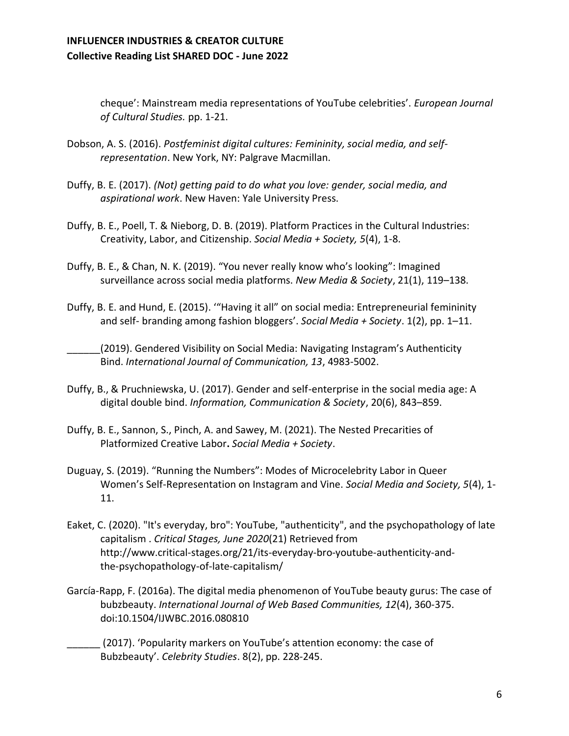cheque': Mainstream media representations of YouTube celebrities'. *European Journal of Cultural Studies.* pp. 1-21.

Dobson, A. S. (2016). *Postfeminist digital cultures: Femininity, social media, and self-representation*. New York, NY: Palgrave Macmillan.

Duffy, B. E. (2017). *(Not) getting paid to do what you love: gender, social media, and aspirational work*. New Haven: Yale University Press.

Duffy, B. E., Poell, T. & Nieborg, D. B. (2019). Platform Practices in the Cultural Industries: Creativity, Labor, and Citizenship. *Social Media + Society, 5*(4), 1-8.

Duffy, B. E., & Chan, N. K. (2019). "You never really know who's looking": Imagined surveillance across social media platforms. *New Media & Society*, 21(1), 119–138.

Duffy, B. E. and Hund, E. (2015). '"Having it all" on social media: Entrepreneurial femininity and self- branding among fashion bloggers'. *Social Media + Society*. 1(2), pp. 1–11.

______(2019). Gendered Visibility on Social Media: Navigating Instagram's Authenticity Bind. *International Journal of Communication, 13*, 4983-5002.

Duffy, B., & Pruchniewska, U. (2017). Gender and self-enterprise in the social media age: A digital double bind. *Information, Communication & Society*, 20(6), 843–859.

Duffy, B. E., Sannon, S., Pinch, A. and Sawey, M. (2021). The Nested Precarities of Platformized Creative Labor**.** *Social Media + Society*.

Duguay, S. (2019). "Running the Numbers": Modes of Microcelebrity Labor in Queer Women's Self-Representation on Instagram and Vine. *Social Media and Society, 5*(4), 1-11.

Eaket, C. (2020). "It's everyday, bro": YouTube, "authenticity", and the psychopathology of late capitalism . *Critical Stages, June 2020*(21) Retrieved from http://www.critical-stages.org/21/its-everyday-bro-youtube-authenticity-and-the-psychopathology-of-late-capitalism/

García-Rapp, F. (2016a). The digital media phenomenon of YouTube beauty gurus: The case of bubzbeauty. *International Journal of Web Based Communities, 12*(4), 360-375. doi:10.1504/IJWBC.2016.080810

______ (2017). 'Popularity markers on YouTube's attention economy: the case of Bubzbeauty'. *Celebrity Studies*. 8(2), pp. 228-245.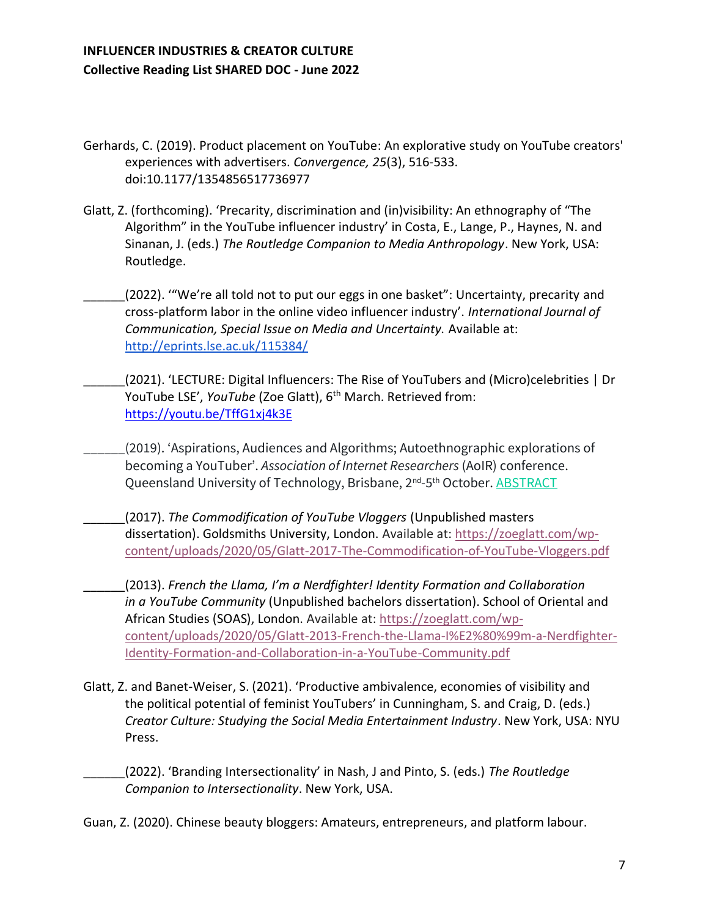Gerhards, C. (2019). Product placement on YouTube: An explorative study on YouTube creators' experiences with advertisers. *Convergence, 25*(3), 516-533. doi:10.1177/1354856517736977

Glatt, Z. (forthcoming). 'Precarity, discrimination and (in)visibility: An ethnography of "The Algorithm" in the YouTube influencer industry' in Costa, E., Lange, P., Haynes, N. and Sinanan, J. (eds.) *The Routledge Companion to Media Anthropology*. New York, USA: Routledge.

______(2022). '"We're all told not to put our eggs in one basket": Uncertainty, precarity and cross-platform labor in the online video influencer industry'. *International Journal of Communication, Special Issue on Media and Uncertainty.* Available at: [http://eprints.lse.ac.uk/115384/](http://eprints.lse.ac.uk/115384/)

______(2021). 'LECTURE: Digital Influencers: The Rise of YouTubers and (Micro)celebrities | Dr YouTube LSE', *YouTube* (Zoe Glatt), 6th March. Retrieved from: [https://youtu.be/TffG1xj4k3E](https://youtu.be/TffG1xj4k3E)

______(2019). 'Aspirations, Audiences and Algorithms; Autoethnographic explorations of becoming a YouTuber'. *Association of Internet Researchers* (AoIR) conference. Queensland University of Technology, Brisbane, 2nd-5th October. ABSTRACT

______(2017). *The Commodification of YouTube Vloggers* (Unpublished masters dissertation). Goldsmiths University, London. Available at: [https://zoeglatt.com/wp-content/uploads/2020/05/Glatt-2017-The-Commodification-of-YouTube-Vloggers.pdf](https://zoeglatt.com/wp-content/uploads/2020/05/Glatt-2017-The-Commodification-of-YouTube-Vloggers.pdf)

______(2013). *French the Llama, I'm a Nerdfighter! Identity Formation and Collaboration in a YouTube Community* (Unpublished bachelors dissertation). School of Oriental and African Studies (SOAS), London. Available at: [https://zoeglatt.com/wp-content/uploads/2020/05/Glatt-2013-French-the-Llama-I%E2%80%99m-a-Nerdfighter-Identity-Formation-and-Collaboration-in-a-YouTube-Community.pdf](https://zoeglatt.com/wp-content/uploads/2020/05/Glatt-2013-French-the-Llama-I%E2%80%99m-a-Nerdfighter-Identity-Formation-and-Collaboration-in-a-YouTube-Community.pdf)

Glatt, Z. and Banet-Weiser, S. (2021). 'Productive ambivalence, economies of visibility and the political potential of feminist YouTubers' in Cunningham, S. and Craig, D. (eds.) *Creator Culture: Studying the Social Media Entertainment Industry*. New York, USA: NYU Press.

______(2022). 'Branding Intersectionality' in Nash, J and Pinto, S. (eds.) *The Routledge Companion to Intersectionality*. New York, USA.

Guan, Z. (2020). Chinese beauty bloggers: Amateurs, entrepreneurs, and platform labour.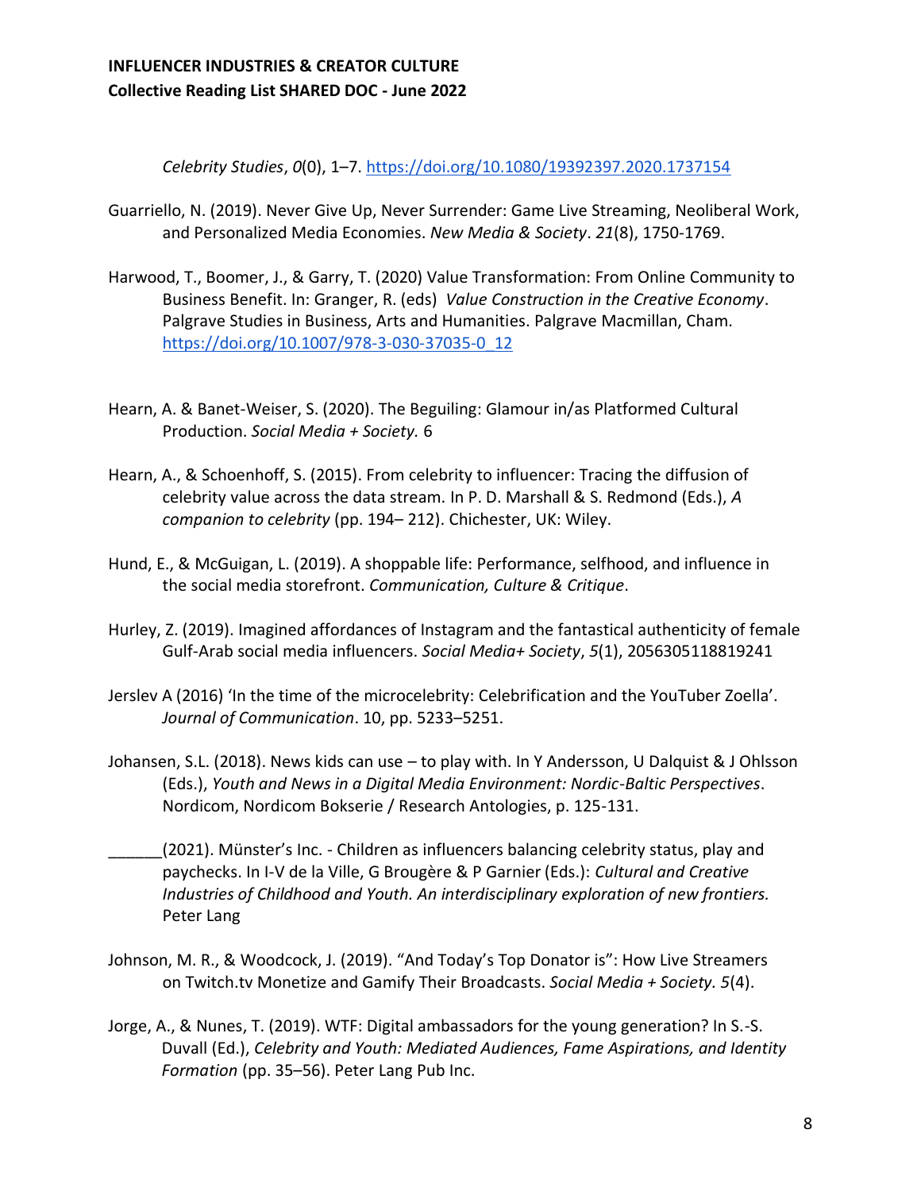*Celebrity Studies*, *0*(0), 1–7. https://doi.org/10.1080/19392397.2020.1737154

Guarriello, N. (2019). Never Give Up, Never Surrender: Game Live Streaming, Neoliberal Work, and Personalized Media Economies. *New Media & Society*. *21*(8), 1750-1769.

Harwood, T., Boomer, J., & Garry, T. (2020) Value Transformation: From Online Community to Business Benefit. In: Granger, R. (eds) *Value Construction in the Creative Economy*. Palgrave Studies in Business, Arts and Humanities. Palgrave Macmillan, Cham. https://doi.org/10.1007/978-3-030-37035-0_12

Hearn, A. & Banet-Weiser, S. (2020). The Beguiling: Glamour in/as Platformed Cultural Production. *Social Media + Society.* 6

Hearn, A., & Schoenhoff, S. (2015). From celebrity to influencer: Tracing the diffusion of celebrity value across the data stream. In P. D. Marshall & S. Redmond (Eds.), *A companion to celebrity* (pp. 194– 212). Chichester, UK: Wiley.

Hund, E., & McGuigan, L. (2019). A shoppable life: Performance, selfhood, and influence in the social media storefront. *Communication, Culture & Critique*.

Hurley, Z. (2019). Imagined affordances of Instagram and the fantastical authenticity of female Gulf-Arab social media influencers. *Social Media+ Society*, *5*(1), 2056305118819241

Jerslev A (2016) 'In the time of the microcelebrity: Celebrification and the YouTuber Zoella'. *Journal of Communication*. 10, pp. 5233–5251.

Johansen, S.L. (2018). News kids can use – to play with. In Y Andersson, U Dalquist & J Ohlsson (Eds.), *Youth and News in a Digital Media Environment: Nordic-Baltic Perspectives*. Nordicom, Nordicom Bokserie / Research Antologies, p. 125-131.

______(2021). Münster's Inc. - Children as influencers balancing celebrity status, play and paychecks. In I-V de la Ville, G Brougère & P Garnier (Eds.): *Cultural and Creative Industries of Childhood and Youth. An interdisciplinary exploration of new frontiers.* Peter Lang

Johnson, M. R., & Woodcock, J. (2019). "And Today's Top Donator is": How Live Streamers on Twitch.tv Monetize and Gamify Their Broadcasts. *Social Media + Society. 5*(4).

Jorge, A., & Nunes, T. (2019). WTF: Digital ambassadors for the young generation? In S.-S. Duvall (Ed.), *Celebrity and Youth: Mediated Audiences, Fame Aspirations, and Identity Formation* (pp. 35–56). Peter Lang Pub Inc.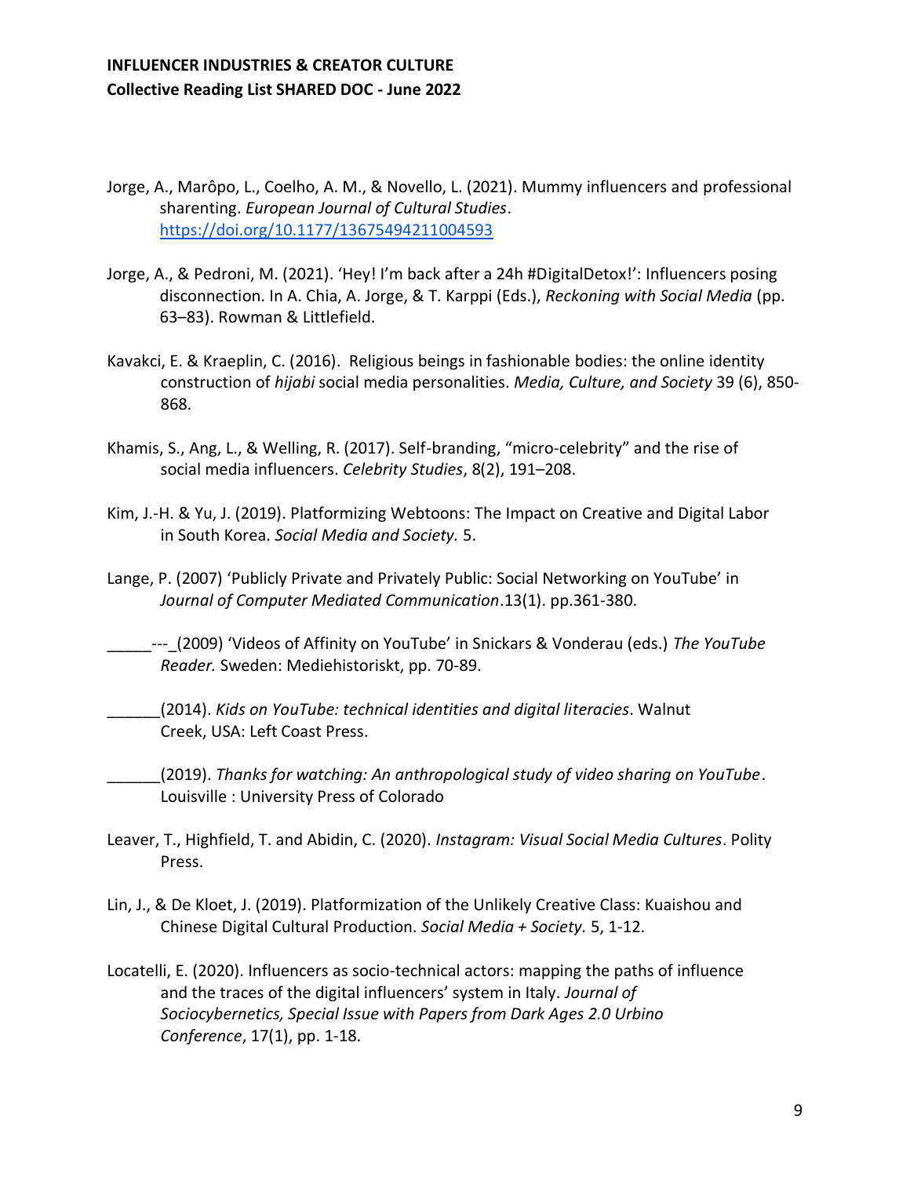Jorge, A., Marôpo, L., Coelho, A. M., & Novello, L. (2021). Mummy influencers and professional sharenting. *European Journal of Cultural Studies*. https://doi.org/10.1177/13675494211004593

Jorge, A., & Pedroni, M. (2021). 'Hey! I'm back after a 24h #DigitalDetox!': Influencers posing disconnection. In A. Chia, A. Jorge, & T. Karppi (Eds.), *Reckoning with Social Media* (pp. 63–83). Rowman & Littlefield.

Kavakci, E. & Kraeplin, C. (2016). Religious beings in fashionable bodies: the online identity construction of *hijabi* social media personalities. *Media, Culture, and Society* 39 (6), 850-868.

Khamis, S., Ang, L., & Welling, R. (2017). Self-branding, "micro-celebrity" and the rise of social media influencers. *Celebrity Studies*, 8(2), 191–208.

Kim, J.-H. & Yu, J. (2019). Platformizing Webtoons: The Impact on Creative and Digital Labor in South Korea. *Social Media and Society.* 5.

Lange, P. (2007) 'Publicly Private and Privately Public: Social Networking on YouTube' in *Journal of Computer Mediated Communication*.13(1). pp.361-380.

_____---_(2009) 'Videos of Affinity on YouTube' in Snickars & Vonderau (eds.) *The YouTube Reader.* Sweden: Mediehistoriskt, pp. 70-89.

______(2014). *Kids on YouTube: technical identities and digital literacies*. Walnut Creek, USA: Left Coast Press.

______(2019). *Thanks for watching: An anthropological study of video sharing on YouTube*. Louisville : University Press of Colorado

Leaver, T., Highfield, T. and Abidin, C. (2020). *Instagram: Visual Social Media Cultures*. Polity Press.

Lin, J., & De Kloet, J. (2019). Platformization of the Unlikely Creative Class: Kuaishou and Chinese Digital Cultural Production. *Social Media + Society.* 5, 1-12.

Locatelli, E. (2020). Influencers as socio-technical actors: mapping the paths of influence and the traces of the digital influencers' system in Italy. *Journal of Sociocybernetics, Special Issue with Papers from Dark Ages 2.0 Urbino Conference*, 17(1), pp. 1-18.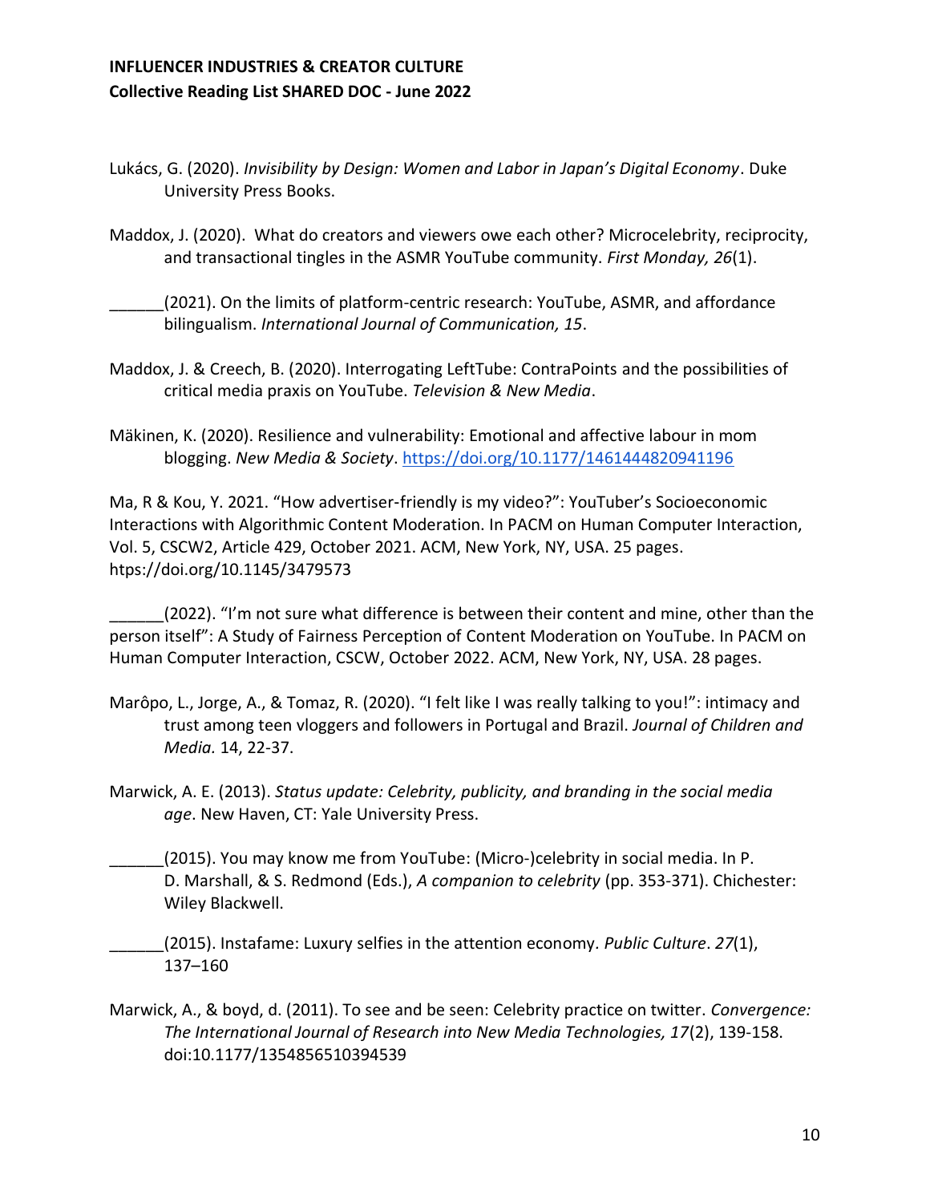Lukács, G. (2020). *Invisibility by Design: Women and Labor in Japan's Digital Economy*. Duke University Press Books.

Maddox, J. (2020). What do creators and viewers owe each other? Microcelebrity, reciprocity, and transactional tingles in the ASMR YouTube community. *First Monday, 26*(1).

______(2021). On the limits of platform-centric research: YouTube, ASMR, and affordance bilingualism. *International Journal of Communication, 15*.

Maddox, J. & Creech, B. (2020). Interrogating LeftTube: ContraPoints and the possibilities of critical media praxis on YouTube. *Television & New Media*.

Mäkinen, K. (2020). Resilience and vulnerability: Emotional and affective labour in mom blogging. *New Media & Society*. https://doi.org/10.1177/1461444820941196

Ma, R & Kou, Y. 2021. "How advertiser-friendly is my video?": YouTuber's Socioeconomic Interactions with Algorithmic Content Moderation. In PACM on Human Computer Interaction, Vol. 5, CSCW2, Article 429, October 2021. ACM, New York, NY, USA. 25 pages. htps://doi.org/10.1145/3479573

______(2022). "I'm not sure what difference is between their content and mine, other than the person itself": A Study of Fairness Perception of Content Moderation on YouTube. In PACM on Human Computer Interaction, CSCW, October 2022. ACM, New York, NY, USA. 28 pages.

Marôpo, L., Jorge, A., & Tomaz, R. (2020). "I felt like I was really talking to you!": intimacy and trust among teen vloggers and followers in Portugal and Brazil. *Journal of Children and Media.* 14, 22-37.

Marwick, A. E. (2013). *Status update: Celebrity, publicity, and branding in the social media age*. New Haven, CT: Yale University Press.

______(2015). You may know me from YouTube: (Micro-)celebrity in social media. In P. D. Marshall, & S. Redmond (Eds.), *A companion to celebrity* (pp. 353-371). Chichester: Wiley Blackwell.

______(2015). Instafame: Luxury selfies in the attention economy. *Public Culture*. *27*(1), 137–160

Marwick, A., & boyd, d. (2011). To see and be seen: Celebrity practice on twitter. *Convergence: The International Journal of Research into New Media Technologies, 17*(2), 139-158. doi:10.1177/1354856510394539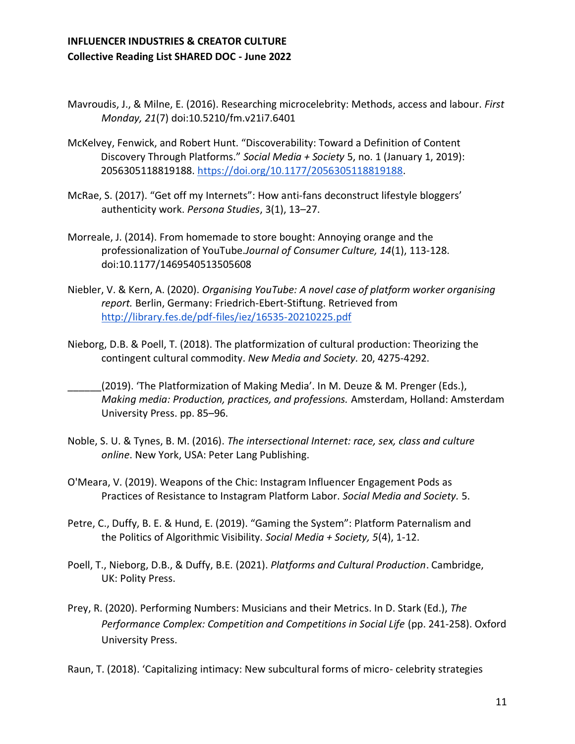Mavroudis, J., & Milne, E. (2016). Researching microcelebrity: Methods, access and labour. *First Monday, 21*(7) doi:10.5210/fm.v21i7.6401

McKelvey, Fenwick, and Robert Hunt. "Discoverability: Toward a Definition of Content Discovery Through Platforms." *Social Media + Society* 5, no. 1 (January 1, 2019): 2056305118819188. https://doi.org/10.1177/2056305118819188.

McRae, S. (2017). "Get off my Internets": How anti-fans deconstruct lifestyle bloggers' authenticity work. *Persona Studies*, 3(1), 13–27.

Morreale, J. (2014). From homemade to store bought: Annoying orange and the professionalization of YouTube.*Journal of Consumer Culture, 14*(1), 113-128. doi:10.1177/1469540513505608

Niebler, V. & Kern, A. (2020). *Organising YouTube: A novel case of platform worker organising report.* Berlin, Germany: Friedrich-Ebert-Stiftung. Retrieved from http://library.fes.de/pdf-files/iez/16535-20210225.pdf

Nieborg, D.B. & Poell, T. (2018). The platformization of cultural production: Theorizing the contingent cultural commodity. *New Media and Society.* 20, 4275-4292.

______(2019). 'The Platformization of Making Media'. In M. Deuze & M. Prenger (Eds.), *Making media: Production, practices, and professions.* Amsterdam, Holland: Amsterdam University Press. pp. 85–96.

Noble, S. U. & Tynes, B. M. (2016). *The intersectional Internet: race, sex, class and culture online*. New York, USA: Peter Lang Publishing.

O'Meara, V. (2019). Weapons of the Chic: Instagram Influencer Engagement Pods as Practices of Resistance to Instagram Platform Labor. *Social Media and Society.* 5.

Petre, C., Duffy, B. E. & Hund, E. (2019). "Gaming the System": Platform Paternalism and the Politics of Algorithmic Visibility. *Social Media + Society, 5*(4), 1-12.

Poell, T., Nieborg, D.B., & Duffy, B.E. (2021). *Platforms and Cultural Production*. Cambridge, UK: Polity Press.

Prey, R. (2020). Performing Numbers: Musicians and their Metrics. In D. Stark (Ed.), *The Performance Complex: Competition and Competitions in Social Life* (pp. 241-258). Oxford University Press.

Raun, T. (2018). 'Capitalizing intimacy: New subcultural forms of micro- celebrity strategies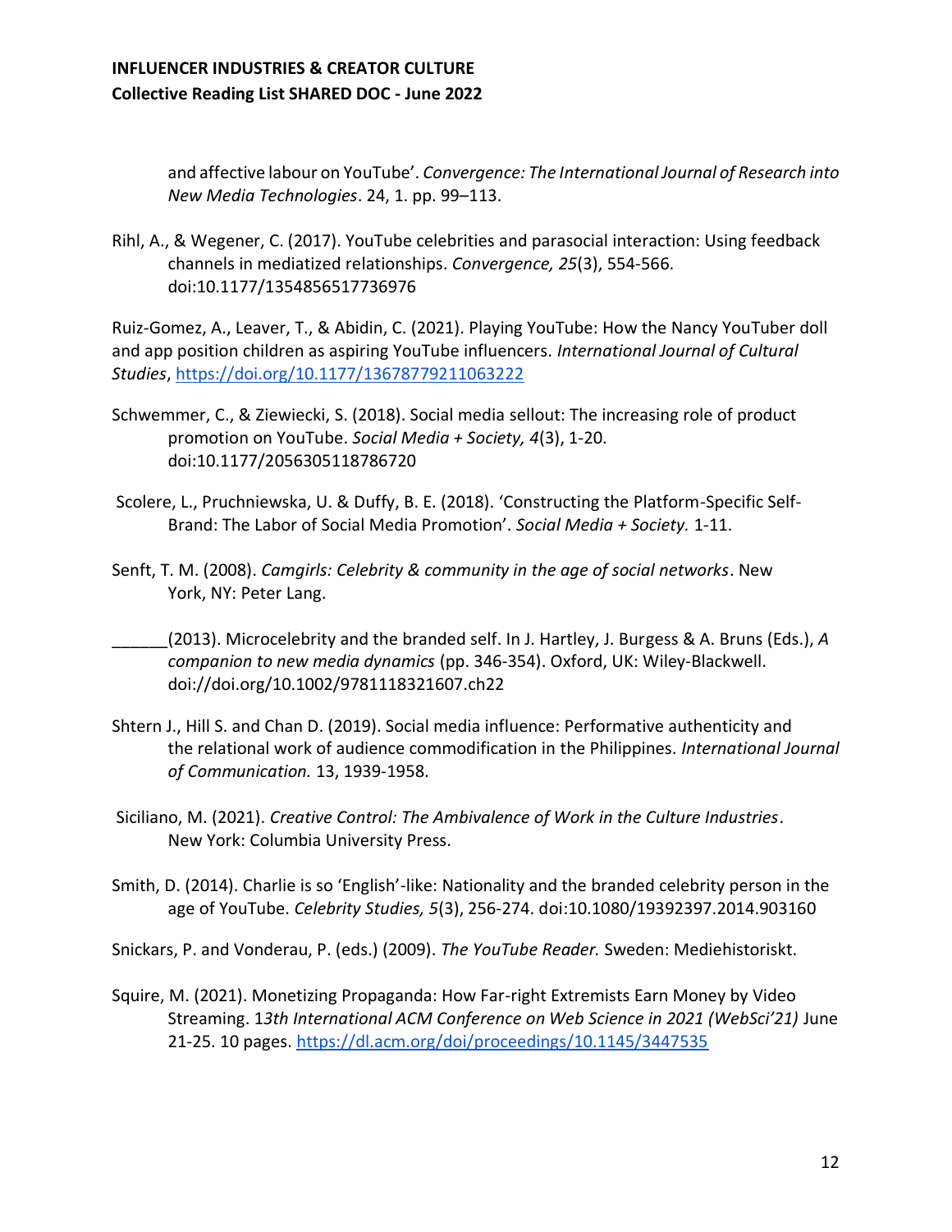and affective labour on YouTube'. *Convergence: The International Journal of Research into New Media Technologies*. 24, 1. pp. 99–113.

Rihl, A., & Wegener, C. (2017). YouTube celebrities and parasocial interaction: Using feedback channels in mediatized relationships. *Convergence, 25*(3), 554-566. doi:10.1177/1354856517736976

Ruiz-Gomez, A., Leaver, T., & Abidin, C. (2021). Playing YouTube: How the Nancy YouTuber doll and app position children as aspiring YouTube influencers. *International Journal of Cultural Studies*, https://doi.org/10.1177/13678779211063222

Schwemmer, C., & Ziewiecki, S. (2018). Social media sellout: The increasing role of product promotion on YouTube. *Social Media + Society, 4*(3), 1-20. doi:10.1177/2056305118786720

Scolere, L., Pruchniewska, U. & Duffy, B. E. (2018). 'Constructing the Platform-Specific Self-Brand: The Labor of Social Media Promotion'. *Social Media + Society.* 1-11.

Senft, T. M. (2008). *Camgirls: Celebrity & community in the age of social networks*. New York, NY: Peter Lang.

______(2013). Microcelebrity and the branded self. In J. Hartley, J. Burgess & A. Bruns (Eds.), *A companion to new media dynamics* (pp. 346-354). Oxford, UK: Wiley-Blackwell. doi://doi.org/10.1002/9781118321607.ch22

Shtern J., Hill S. and Chan D. (2019). Social media influence: Performative authenticity and the relational work of audience commodification in the Philippines. *International Journal of Communication.* 13, 1939-1958.

Siciliano, M. (2021). *Creative Control: The Ambivalence of Work in the Culture Industries*. New York: Columbia University Press.

Smith, D. (2014). Charlie is so 'English'-like: Nationality and the branded celebrity person in the age of YouTube. *Celebrity Studies, 5*(3), 256-274. doi:10.1080/19392397.2014.903160

Snickars, P. and Vonderau, P. (eds.) (2009). *The YouTube Reader.* Sweden: Mediehistoriskt.

Squire, M. (2021). Monetizing Propaganda: How Far-right Extremists Earn Money by Video Streaming. 1*3th International ACM Conference on Web Science in 2021 (WebSci'21)* June 21-25. 10 pages. https://dl.acm.org/doi/proceedings/10.1145/3447535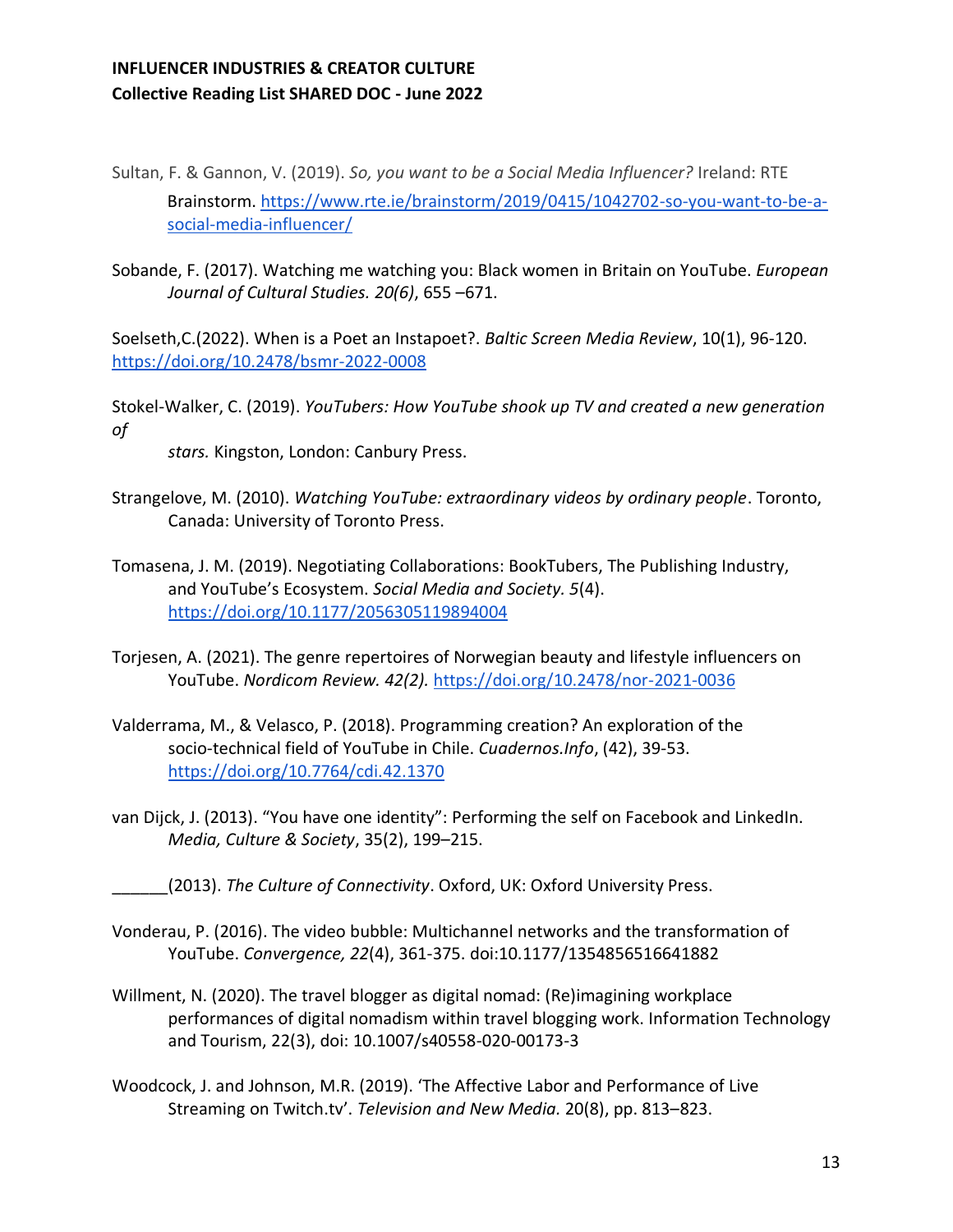Sultan, F. & Gannon, V. (2019). *So, you want to be a Social Media Influencer?* Ireland: RTE Brainstorm. https://www.rte.ie/brainstorm/2019/0415/1042702-so-you-want-to-be-a-social-media-influencer/

Sobande, F. (2017). Watching me watching you: Black women in Britain on YouTube. *European Journal of Cultural Studies. 20(6)*, 655 –671.

Soelseth,C.(2022). When is a Poet an Instapoet?. *Baltic Screen Media Review*, 10(1), 96-120. https://doi.org/10.2478/bsmr-2022-0008

Stokel-Walker, C. (2019). *YouTubers: How YouTube shook up TV and created a new generation of stars.* Kingston, London: Canbury Press.

Strangelove, M. (2010). *Watching YouTube: extraordinary videos by ordinary people*. Toronto, Canada: University of Toronto Press.

Tomasena, J. M. (2019). Negotiating Collaborations: BookTubers, The Publishing Industry, and YouTube's Ecosystem. *Social Media and Society. 5*(4). https://doi.org/10.1177/2056305119894004

Torjesen, A. (2021). The genre repertoires of Norwegian beauty and lifestyle influencers on YouTube. *Nordicom Review. 42(2).* https://doi.org/10.2478/nor-2021-0036

Valderrama, M., & Velasco, P. (2018). Programming creation? An exploration of the socio-technical field of YouTube in Chile. *Cuadernos.Info*, (42), 39-53. https://doi.org/10.7764/cdi.42.1370

van Dijck, J. (2013). "You have one identity": Performing the self on Facebook and LinkedIn. *Media, Culture & Society*, 35(2), 199–215.

______(2013). *The Culture of Connectivity*. Oxford, UK: Oxford University Press.

Vonderau, P. (2016). The video bubble: Multichannel networks and the transformation of YouTube. *Convergence, 22*(4), 361-375. doi:10.1177/1354856516641882

Willment, N. (2020). The travel blogger as digital nomad: (Re)imagining workplace performances of digital nomadism within travel blogging work. Information Technology and Tourism, 22(3), doi: 10.1007/s40558-020-00173-3

Woodcock, J. and Johnson, M.R. (2019). 'The Affective Labor and Performance of Live Streaming on Twitch.tv'. *Television and New Media.* 20(8), pp. 813–823.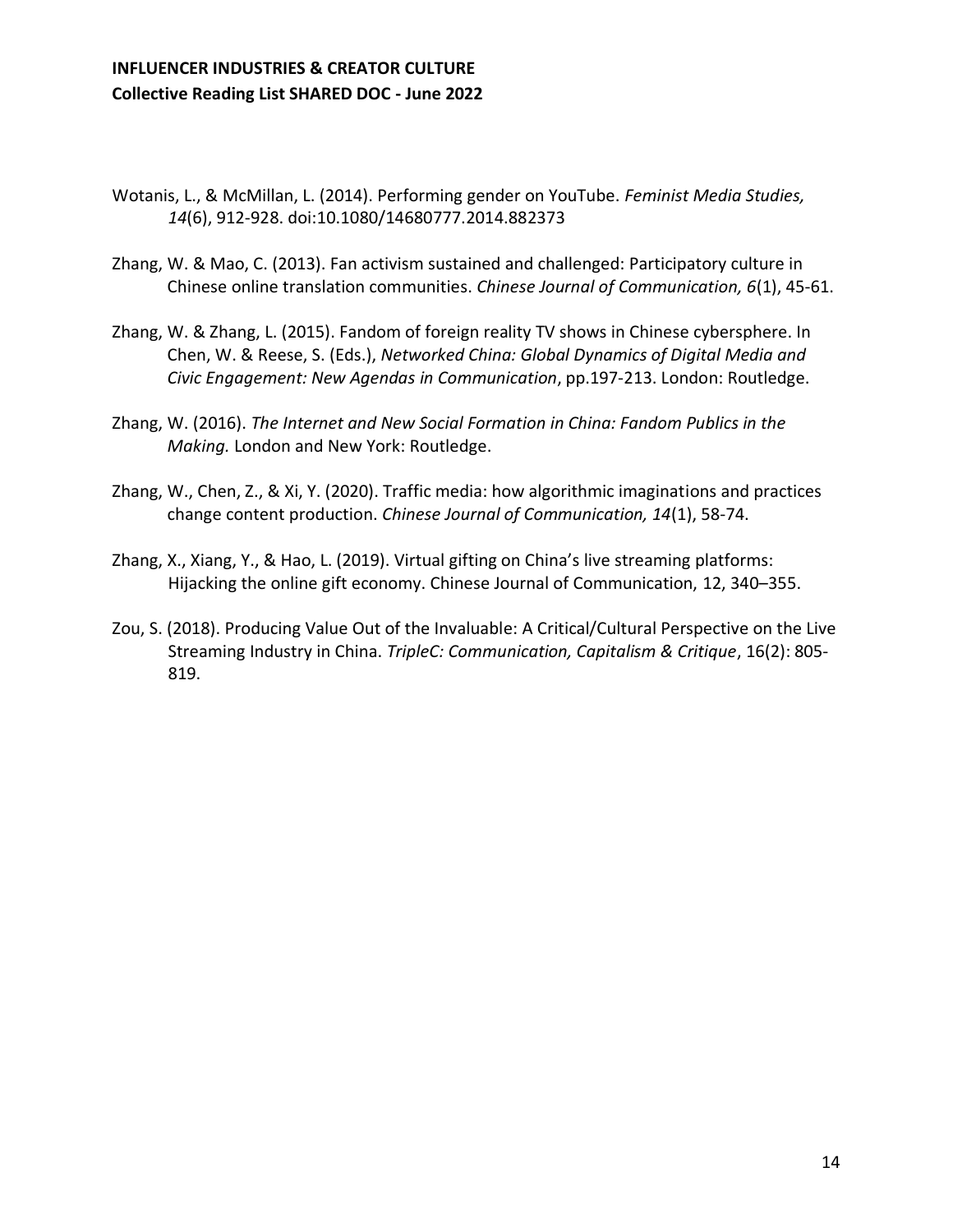Wotanis, L., & McMillan, L. (2014). Performing gender on YouTube. *Feminist Media Studies, 14*(6), 912-928. doi:10.1080/14680777.2014.882373

Zhang, W. & Mao, C. (2013). Fan activism sustained and challenged: Participatory culture in Chinese online translation communities. *Chinese Journal of Communication, 6*(1), 45-61.

Zhang, W. & Zhang, L. (2015). Fandom of foreign reality TV shows in Chinese cybersphere. In Chen, W. & Reese, S. (Eds.), *Networked China: Global Dynamics of Digital Media and Civic Engagement: New Agendas in Communication*, pp.197-213. London: Routledge.

Zhang, W. (2016). *The Internet and New Social Formation in China: Fandom Publics in the Making.* London and New York: Routledge.

Zhang, W., Chen, Z., & Xi, Y. (2020). Traffic media: how algorithmic imaginations and practices change content production. *Chinese Journal of Communication, 14*(1), 58-74.

Zhang, X., Xiang, Y., & Hao, L. (2019). Virtual gifting on China's live streaming platforms: Hijacking the online gift economy. Chinese Journal of Communication, 12, 340–355.

Zou, S. (2018). Producing Value Out of the Invaluable: A Critical/Cultural Perspective on the Live Streaming Industry in China. *TripleC: Communication, Capitalism & Critique*, 16(2): 805-819.